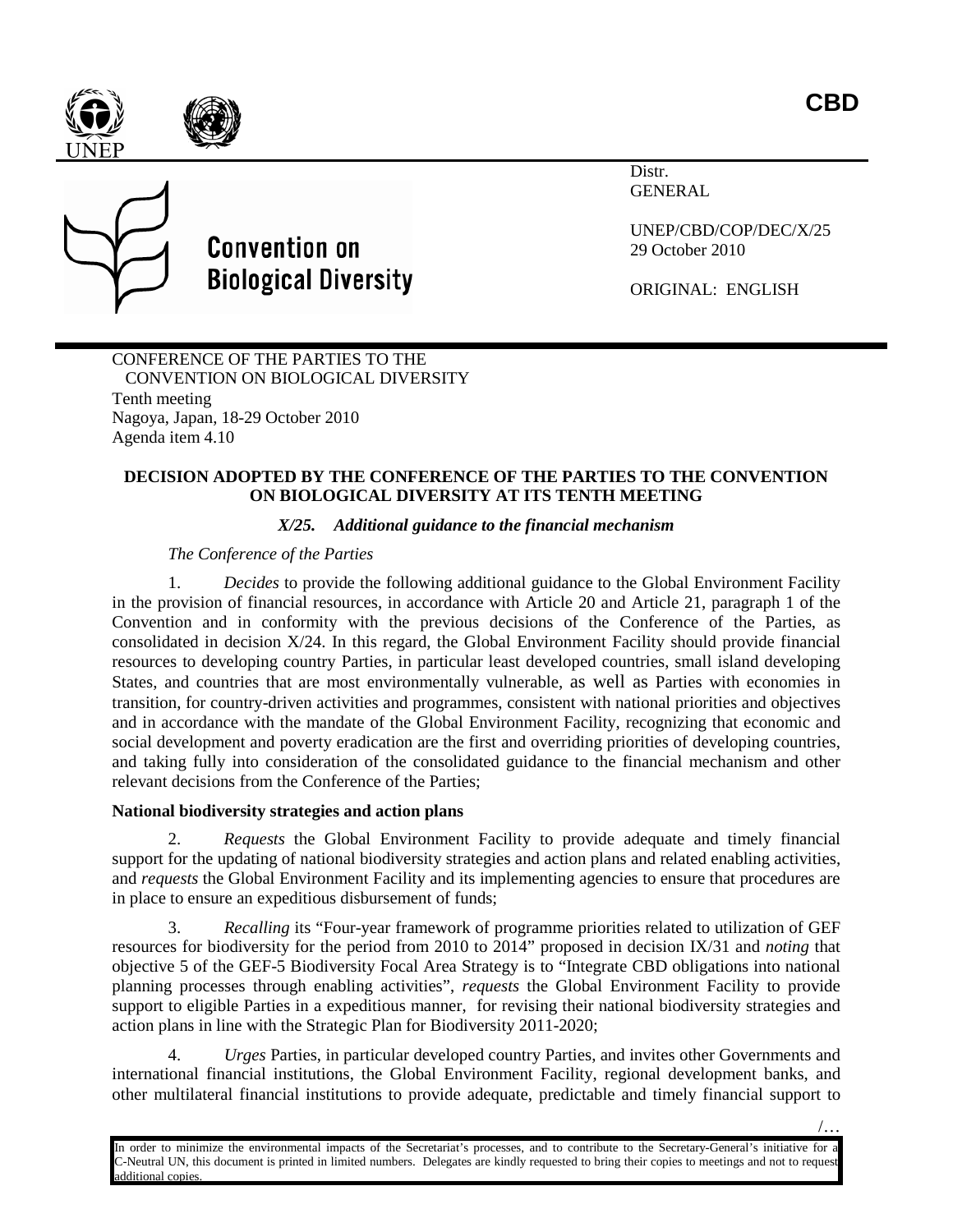**CBD**

Distr.
GENERAL

UNEP/CBD/COP/DEC/X/25
29 October 2010

ORIGINAL: ENGLISH

Convention on Biological Diversity

CONFERENCE OF THE PARTIES TO THE CONVENTION ON BIOLOGICAL DIVERSITY
Tenth meeting
Nagoya, Japan, 18-29 October 2010
Agenda item 4.10

**DECISION ADOPTED BY THE CONFERENCE OF THE PARTIES TO THE CONVENTION ON BIOLOGICAL DIVERSITY AT ITS TENTH MEETING**

***X/25. Additional guidance to the financial mechanism***

*The Conference of the Parties*

1. *Decides* to provide the following additional guidance to the Global Environment Facility in the provision of financial resources, in accordance with Article 20 and Article 21, paragraph 1 of the Convention and in conformity with the previous decisions of the Conference of the Parties, as consolidated in decision X/24. In this regard, the Global Environment Facility should provide financial resources to developing country Parties, in particular least developed countries, small island developing States, and countries that are most environmentally vulnerable, as well as Parties with economies in transition, for country-driven activities and programmes, consistent with national priorities and objectives and in accordance with the mandate of the Global Environment Facility, recognizing that economic and social development and poverty eradication are the first and overriding priorities of developing countries, and taking fully into consideration of the consolidated guidance to the financial mechanism and other relevant decisions from the Conference of the Parties;

**National biodiversity strategies and action plans**

2. *Requests* the Global Environment Facility to provide adequate and timely financial support for the updating of national biodiversity strategies and action plans and related enabling activities, and *requests* the Global Environment Facility and its implementing agencies to ensure that procedures are in place to ensure an expeditious disbursement of funds;

3. *Recalling* its "Four-year framework of programme priorities related to utilization of GEF resources for biodiversity for the period from 2010 to 2014" proposed in decision IX/31 and *noting* that objective 5 of the GEF-5 Biodiversity Focal Area Strategy is to "Integrate CBD obligations into national planning processes through enabling activities", *requests* the Global Environment Facility to provide support to eligible Parties in a expeditious manner, for revising their national biodiversity strategies and action plans in line with the Strategic Plan for Biodiversity 2011-2020;

4. *Urges* Parties, in particular developed country Parties, and invites other Governments and international financial institutions, the Global Environment Facility, regional development banks, and other multilateral financial institutions to provide adequate, predictable and timely financial support to

/…

In order to minimize the environmental impacts of the Secretariat's processes, and to contribute to the Secretary-General's initiative for a C-Neutral UN, this document is printed in limited numbers. Delegates are kindly requested to bring their copies to meetings and not to request additional copies.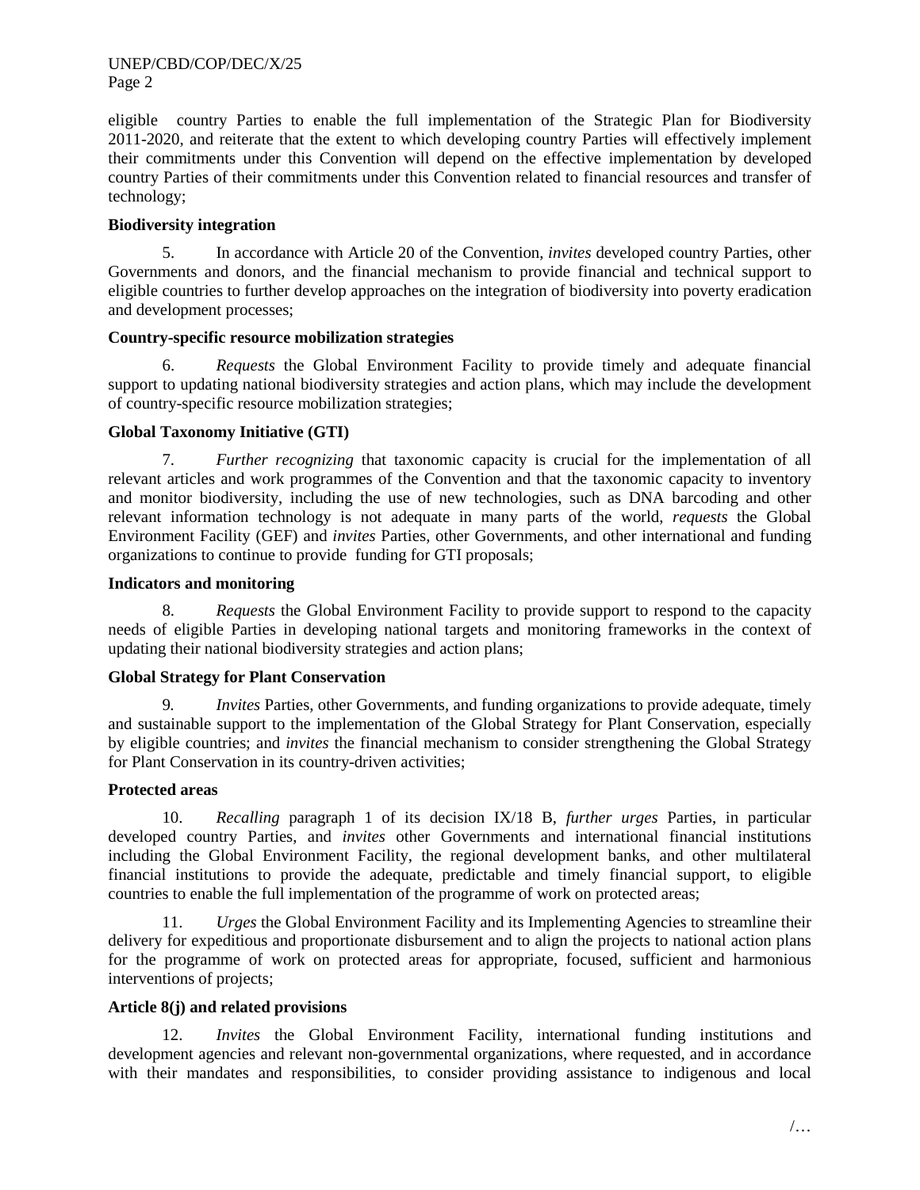eligible country Parties to enable the full implementation of the Strategic Plan for Biodiversity 2011-2020, and reiterate that the extent to which developing country Parties will effectively implement their commitments under this Convention will depend on the effective implementation by developed country Parties of their commitments under this Convention related to financial resources and transfer of technology;

**Biodiversity integration**

5. In accordance with Article 20 of the Convention, *invites* developed country Parties, other Governments and donors, and the financial mechanism to provide financial and technical support to eligible countries to further develop approaches on the integration of biodiversity into poverty eradication and development processes;

**Country-specific resource mobilization strategies**

6. *Requests* the Global Environment Facility to provide timely and adequate financial support to updating national biodiversity strategies and action plans, which may include the development of country-specific resource mobilization strategies;

**Global Taxonomy Initiative (GTI)**

7. *Further recognizing* that taxonomic capacity is crucial for the implementation of all relevant articles and work programmes of the Convention and that the taxonomic capacity to inventory and monitor biodiversity, including the use of new technologies, such as DNA barcoding and other relevant information technology is not adequate in many parts of the world, *requests* the Global Environment Facility (GEF) and *invites* Parties, other Governments, and other international and funding organizations to continue to provide funding for GTI proposals;

**Indicators and monitoring**

8. *Requests* the Global Environment Facility to provide support to respond to the capacity needs of eligible Parties in developing national targets and monitoring frameworks in the context of updating their national biodiversity strategies and action plans;

**Global Strategy for Plant Conservation**

9. *Invites* Parties, other Governments, and funding organizations to provide adequate, timely and sustainable support to the implementation of the Global Strategy for Plant Conservation, especially by eligible countries; and *invites* the financial mechanism to consider strengthening the Global Strategy for Plant Conservation in its country-driven activities;

**Protected areas**

10. *Recalling* paragraph 1 of its decision IX/18 B, *further urges* Parties, in particular developed country Parties, and *invites* other Governments and international financial institutions including the Global Environment Facility, the regional development banks, and other multilateral financial institutions to provide the adequate, predictable and timely financial support, to eligible countries to enable the full implementation of the programme of work on protected areas;

11. *Urges* the Global Environment Facility and its Implementing Agencies to streamline their delivery for expeditious and proportionate disbursement and to align the projects to national action plans for the programme of work on protected areas for appropriate, focused, sufficient and harmonious interventions of projects;

**Article 8(j) and related provisions**

12. *Invites* the Global Environment Facility, international funding institutions and development agencies and relevant non-governmental organizations, where requested, and in accordance with their mandates and responsibilities, to consider providing assistance to indigenous and local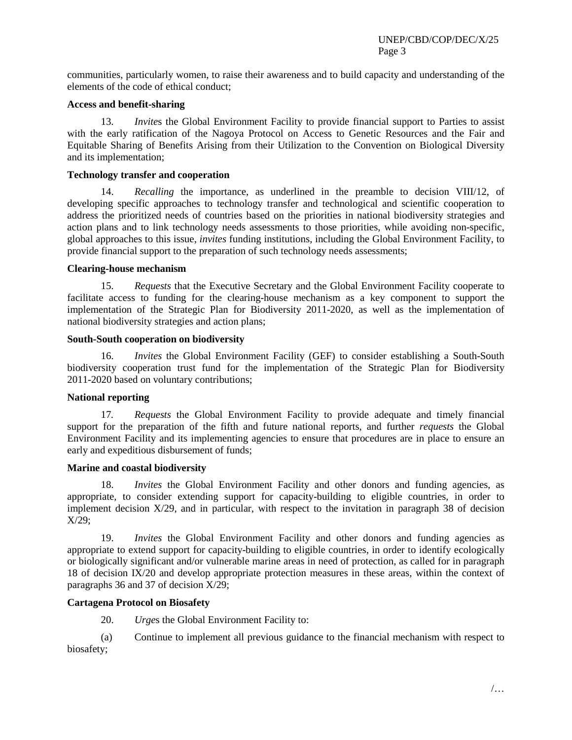communities, particularly women, to raise their awareness and to build capacity and understanding of the elements of the code of ethical conduct;

**Access and benefit-sharing**

13. *Invite*s the Global Environment Facility to provide financial support to Parties to assist with the early ratification of the Nagoya Protocol on Access to Genetic Resources and the Fair and Equitable Sharing of Benefits Arising from their Utilization to the Convention on Biological Diversity and its implementation;

**Technology transfer and cooperation**

14. *Recalling* the importance, as underlined in the preamble to decision VIII/12, of developing specific approaches to technology transfer and technological and scientific cooperation to address the prioritized needs of countries based on the priorities in national biodiversity strategies and action plans and to link technology needs assessments to those priorities, while avoiding non-specific, global approaches to this issue, *invites* funding institutions, including the Global Environment Facility, to provide financial support to the preparation of such technology needs assessments;

**Clearing-house mechanism**

15. *Requests* that the Executive Secretary and the Global Environment Facility cooperate to facilitate access to funding for the clearing-house mechanism as a key component to support the implementation of the Strategic Plan for Biodiversity 2011-2020, as well as the implementation of national biodiversity strategies and action plans;

**South-South cooperation on biodiversity**

16. *Invites* the Global Environment Facility (GEF) to consider establishing a South-South biodiversity cooperation trust fund for the implementation of the Strategic Plan for Biodiversity 2011-2020 based on voluntary contributions;

**National reporting**

17. *Requests* the Global Environment Facility to provide adequate and timely financial support for the preparation of the fifth and future national reports, and further *requests* the Global Environment Facility and its implementing agencies to ensure that procedures are in place to ensure an early and expeditious disbursement of funds;

**Marine and coastal biodiversity**

18. *Invites* the Global Environment Facility and other donors and funding agencies, as appropriate, to consider extending support for capacity-building to eligible countries, in order to implement decision X/29, and in particular, with respect to the invitation in paragraph 38 of decision X/29;

19. *Invites* the Global Environment Facility and other donors and funding agencies as appropriate to extend support for capacity-building to eligible countries, in order to identify ecologically or biologically significant and/or vulnerable marine areas in need of protection, as called for in paragraph 18 of decision IX/20 and develop appropriate protection measures in these areas, within the context of paragraphs 36 and 37 of decision X/29;

**Cartagena Protocol on Biosafety**

20. *Urge*s the Global Environment Facility to:

(a) Continue to implement all previous guidance to the financial mechanism with respect to biosafety;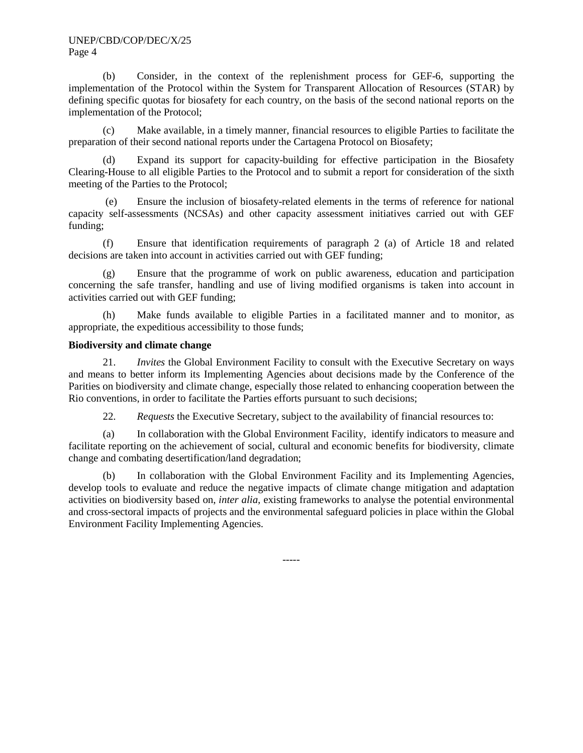(b) Consider, in the context of the replenishment process for GEF-6, supporting the implementation of the Protocol within the System for Transparent Allocation of Resources (STAR) by defining specific quotas for biosafety for each country, on the basis of the second national reports on the implementation of the Protocol;

(c) Make available, in a timely manner, financial resources to eligible Parties to facilitate the preparation of their second national reports under the Cartagena Protocol on Biosafety;

(d) Expand its support for capacity-building for effective participation in the Biosafety Clearing-House to all eligible Parties to the Protocol and to submit a report for consideration of the sixth meeting of the Parties to the Protocol;

(e) Ensure the inclusion of biosafety-related elements in the terms of reference for national capacity self-assessments (NCSAs) and other capacity assessment initiatives carried out with GEF funding;

(f) Ensure that identification requirements of paragraph 2 (a) of Article 18 and related decisions are taken into account in activities carried out with GEF funding;

(g) Ensure that the programme of work on public awareness, education and participation concerning the safe transfer, handling and use of living modified organisms is taken into account in activities carried out with GEF funding;

(h) Make funds available to eligible Parties in a facilitated manner and to monitor, as appropriate, the expeditious accessibility to those funds;

**Biodiversity and climate change**

21. *Invites* the Global Environment Facility to consult with the Executive Secretary on ways and means to better inform its Implementing Agencies about decisions made by the Conference of the Parities on biodiversity and climate change, especially those related to enhancing cooperation between the Rio conventions, in order to facilitate the Parties efforts pursuant to such decisions;

22. *Requests* the Executive Secretary, subject to the availability of financial resources to:

(a) In collaboration with the Global Environment Facility, identify indicators to measure and facilitate reporting on the achievement of social, cultural and economic benefits for biodiversity, climate change and combating desertification/land degradation;

(b) In collaboration with the Global Environment Facility and its Implementing Agencies, develop tools to evaluate and reduce the negative impacts of climate change mitigation and adaptation activities on biodiversity based on, *inter alia,* existing frameworks to analyse the potential environmental and cross-sectoral impacts of projects and the environmental safeguard policies in place within the Global Environment Facility Implementing Agencies.

-----